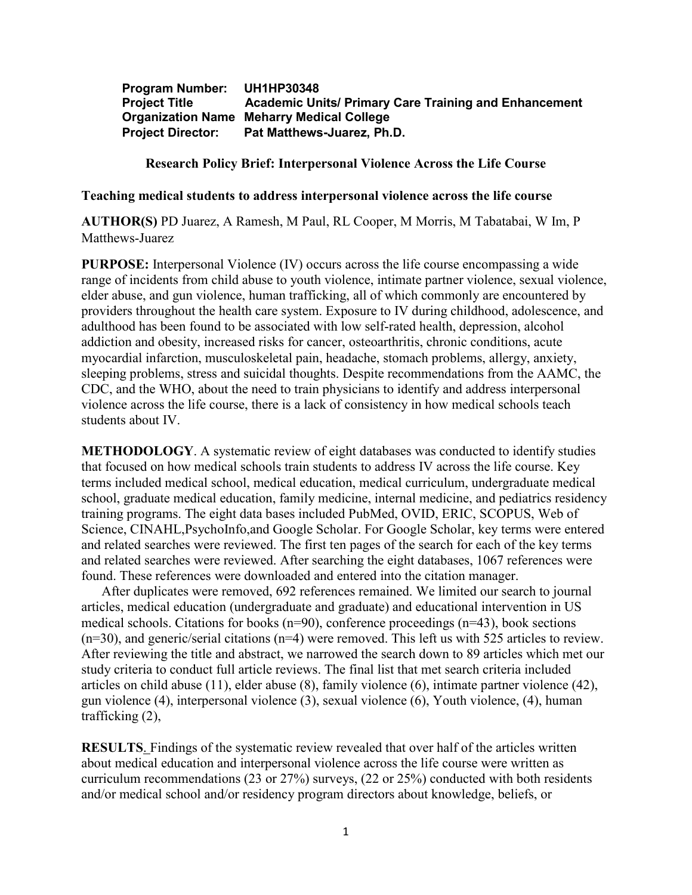**Program Number:** UH1HP30348
**Project Title** Academic Units/ Primary Care Training and Enhancement
**Organization Name** Meharry Medical College
**Project Director:** Pat Matthews-Juarez, Ph.D.

## Research Policy Brief: Interpersonal Violence Across the Life Course

### Teaching medical students to address interpersonal violence across the life course

**AUTHOR(S)** PD Juarez, A Ramesh, M Paul, RL Cooper, M Morris, M Tabatabai, W Im, P Matthews-Juarez

**PURPOSE:** Interpersonal Violence (IV) occurs across the life course encompassing a wide range of incidents from child abuse to youth violence, intimate partner violence, sexual violence, elder abuse, and gun violence, human trafficking, all of which commonly are encountered by providers throughout the health care system. Exposure to IV during childhood, adolescence, and adulthood has been found to be associated with low self-rated health, depression, alcohol addiction and obesity, increased risks for cancer, osteoarthritis, chronic conditions, acute myocardial infarction, musculoskeletal pain, headache, stomach problems, allergy, anxiety, sleeping problems, stress and suicidal thoughts. Despite recommendations from the AAMC, the CDC, and the WHO, about the need to train physicians to identify and address interpersonal violence across the life course, there is a lack of consistency in how medical schools teach students about IV.

**METHODOLOGY**. A systematic review of eight databases was conducted to identify studies that focused on how medical schools train students to address IV across the life course. Key terms included medical school, medical education, medical curriculum, undergraduate medical school, graduate medical education, family medicine, internal medicine, and pediatrics residency training programs. The eight data bases included PubMed, OVID, ERIC, SCOPUS, Web of Science, CINAHL,PsychoInfo,and Google Scholar. For Google Scholar, key terms were entered and related searches were reviewed. The first ten pages of the search for each of the key terms and related searches were reviewed. After searching the eight databases, 1067 references were found. These references were downloaded and entered into the citation manager.

After duplicates were removed, 692 references remained. We limited our search to journal articles, medical education (undergraduate and graduate) and educational intervention in US medical schools. Citations for books (n=90), conference proceedings (n=43), book sections (n=30), and generic/serial citations (n=4) were removed. This left us with 525 articles to review. After reviewing the title and abstract, we narrowed the search down to 89 articles which met our study criteria to conduct full article reviews. The final list that met search criteria included articles on child abuse (11), elder abuse (8), family violence (6), intimate partner violence (42), gun violence (4), interpersonal violence (3), sexual violence (6), Youth violence, (4), human trafficking (2),

**RESULTS**. Findings of the systematic review revealed that over half of the articles written about medical education and interpersonal violence across the life course were written as curriculum recommendations (23 or 27%) surveys, (22 or 25%) conducted with both residents and/or medical school and/or residency program directors about knowledge, beliefs, or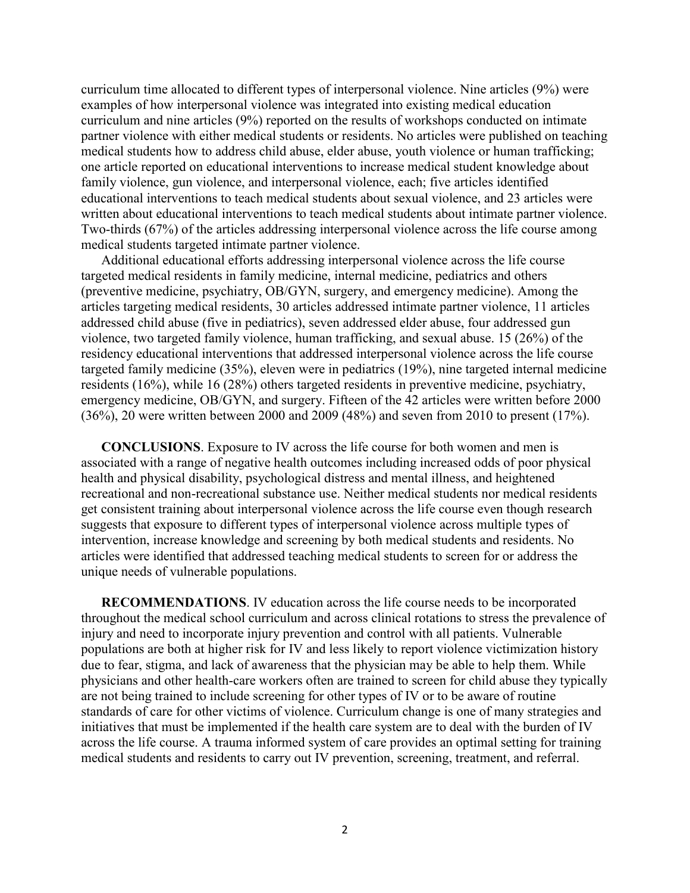curriculum time allocated to different types of interpersonal violence. Nine articles (9%) were examples of how interpersonal violence was integrated into existing medical education curriculum and nine articles (9%) reported on the results of workshops conducted on intimate partner violence with either medical students or residents. No articles were published on teaching medical students how to address child abuse, elder abuse, youth violence or human trafficking; one article reported on educational interventions to increase medical student knowledge about family violence, gun violence, and interpersonal violence, each; five articles identified educational interventions to teach medical students about sexual violence, and 23 articles were written about educational interventions to teach medical students about intimate partner violence. Two-thirds (67%) of the articles addressing interpersonal violence across the life course among medical students targeted intimate partner violence.

Additional educational efforts addressing interpersonal violence across the life course targeted medical residents in family medicine, internal medicine, pediatrics and others (preventive medicine, psychiatry, OB/GYN, surgery, and emergency medicine). Among the articles targeting medical residents, 30 articles addressed intimate partner violence, 11 articles addressed child abuse (five in pediatrics), seven addressed elder abuse, four addressed gun violence, two targeted family violence, human trafficking, and sexual abuse. 15 (26%) of the residency educational interventions that addressed interpersonal violence across the life course targeted family medicine (35%), eleven were in pediatrics (19%), nine targeted internal medicine residents (16%), while 16 (28%) others targeted residents in preventive medicine, psychiatry, emergency medicine, OB/GYN, and surgery. Fifteen of the 42 articles were written before 2000 (36%), 20 were written between 2000 and 2009 (48%) and seven from 2010 to present (17%).

**CONCLUSIONS**. Exposure to IV across the life course for both women and men is associated with a range of negative health outcomes including increased odds of poor physical health and physical disability, psychological distress and mental illness, and heightened recreational and non-recreational substance use. Neither medical students nor medical residents get consistent training about interpersonal violence across the life course even though research suggests that exposure to different types of interpersonal violence across multiple types of intervention, increase knowledge and screening by both medical students and residents. No articles were identified that addressed teaching medical students to screen for or address the unique needs of vulnerable populations.

**RECOMMENDATIONS**. IV education across the life course needs to be incorporated throughout the medical school curriculum and across clinical rotations to stress the prevalence of injury and need to incorporate injury prevention and control with all patients. Vulnerable populations are both at higher risk for IV and less likely to report violence victimization history due to fear, stigma, and lack of awareness that the physician may be able to help them. While physicians and other health-care workers often are trained to screen for child abuse they typically are not being trained to include screening for other types of IV or to be aware of routine standards of care for other victims of violence. Curriculum change is one of many strategies and initiatives that must be implemented if the health care system are to deal with the burden of IV across the life course. A trauma informed system of care provides an optimal setting for training medical students and residents to carry out IV prevention, screening, treatment, and referral.